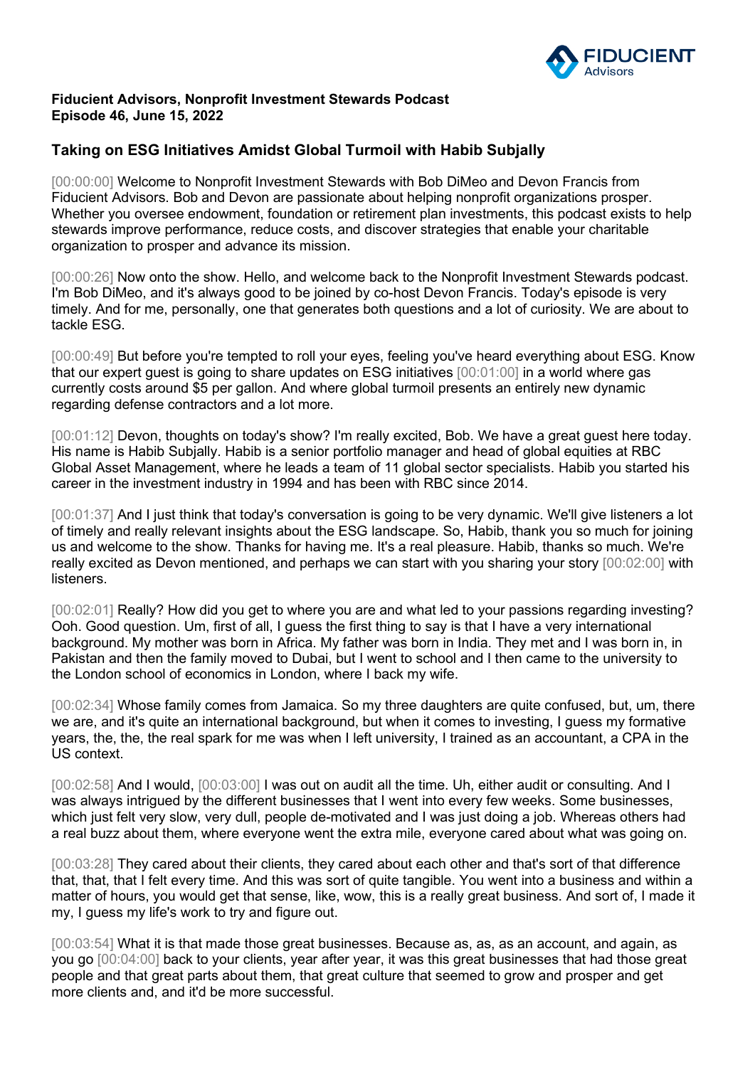**Fiducient Advisors, Nonprofit Investment Stewards Podcast**
**Episode 46, June 15, 2022**

## Taking on ESG Initiatives Amidst Global Turmoil with Habib Subjally

[00:00:00] Welcome to Nonprofit Investment Stewards with Bob DiMeo and Devon Francis from Fiducient Advisors. Bob and Devon are passionate about helping nonprofit organizations prosper. Whether you oversee endowment, foundation or retirement plan investments, this podcast exists to help stewards improve performance, reduce costs, and discover strategies that enable your charitable organization to prosper and advance its mission.

[00:00:26] Now onto the show. Hello, and welcome back to the Nonprofit Investment Stewards podcast. I'm Bob DiMeo, and it's always good to be joined by co-host Devon Francis. Today's episode is very timely. And for me, personally, one that generates both questions and a lot of curiosity. We are about to tackle ESG.

[00:00:49] But before you're tempted to roll your eyes, feeling you've heard everything about ESG. Know that our expert guest is going to share updates on ESG initiatives [00:01:00] in a world where gas currently costs around $5 per gallon. And where global turmoil presents an entirely new dynamic regarding defense contractors and a lot more.

[00:01:12] Devon, thoughts on today's show? I'm really excited, Bob. We have a great guest here today. His name is Habib Subjally. Habib is a senior portfolio manager and head of global equities at RBC Global Asset Management, where he leads a team of 11 global sector specialists. Habib you started his career in the investment industry in 1994 and has been with RBC since 2014.

[00:01:37] And I just think that today's conversation is going to be very dynamic. We'll give listeners a lot of timely and really relevant insights about the ESG landscape. So, Habib, thank you so much for joining us and welcome to the show. Thanks for having me. It's a real pleasure. Habib, thanks so much. We're really excited as Devon mentioned, and perhaps we can start with you sharing your story [00:02:00] with listeners.

[00:02:01] Really? How did you get to where you are and what led to your passions regarding investing? Ooh. Good question. Um, first of all, I guess the first thing to say is that I have a very international background. My mother was born in Africa. My father was born in India. They met and I was born in, in Pakistan and then the family moved to Dubai, but I went to school and I then came to the university to the London school of economics in London, where I back my wife.

[00:02:34] Whose family comes from Jamaica. So my three daughters are quite confused, but, um, there we are, and it's quite an international background, but when it comes to investing, I guess my formative years, the, the, the real spark for me was when I left university, I trained as an accountant, a CPA in the US context.

[00:02:58] And I would, [00:03:00] I was out on audit all the time. Uh, either audit or consulting. And I was always intrigued by the different businesses that I went into every few weeks. Some businesses, which just felt very slow, very dull, people de-motivated and I was just doing a job. Whereas others had a real buzz about them, where everyone went the extra mile, everyone cared about what was going on.

[00:03:28] They cared about their clients, they cared about each other and that's sort of that difference that, that, that I felt every time. And this was sort of quite tangible. You went into a business and within a matter of hours, you would get that sense, like, wow, this is a really great business. And sort of, I made it my, I guess my life's work to try and figure out.

[00:03:54] What it is that made those great businesses. Because as, as, as an account, and again, as you go [00:04:00] back to your clients, year after year, it was this great businesses that had those great people and that great parts about them, that great culture that seemed to grow and prosper and get more clients and, and it'd be more successful.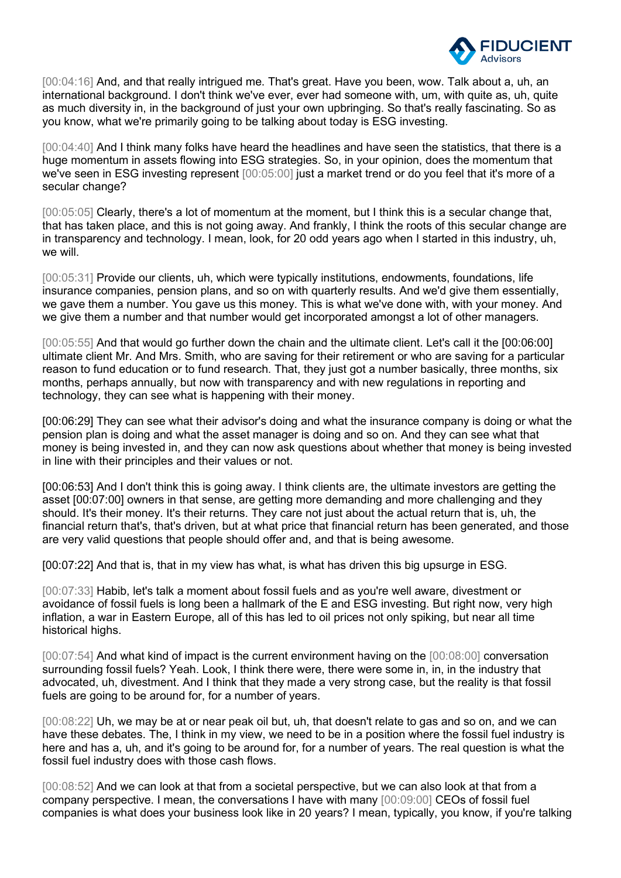[00:04:16] And, and that really intrigued me. That's great. Have you been, wow. Talk about a, uh, an international background. I don't think we've ever, ever had someone with, um, with quite as, uh, quite as much diversity in, in the background of just your own upbringing. So that's really fascinating. So as you know, what we're primarily going to be talking about today is ESG investing.

[00:04:40] And I think many folks have heard the headlines and have seen the statistics, that there is a huge momentum in assets flowing into ESG strategies. So, in your opinion, does the momentum that we've seen in ESG investing represent [00:05:00] just a market trend or do you feel that it's more of a secular change?

[00:05:05] Clearly, there's a lot of momentum at the moment, but I think this is a secular change that, that has taken place, and this is not going away. And frankly, I think the roots of this secular change are in transparency and technology. I mean, look, for 20 odd years ago when I started in this industry, uh, we will.

[00:05:31] Provide our clients, uh, which were typically institutions, endowments, foundations, life insurance companies, pension plans, and so on with quarterly results. And we'd give them essentially, we gave them a number. You gave us this money. This is what we've done with, with your money. And we give them a number and that number would get incorporated amongst a lot of other managers.

[00:05:55] And that would go further down the chain and the ultimate client. Let's call it the [00:06:00] ultimate client Mr. And Mrs. Smith, who are saving for their retirement or who are saving for a particular reason to fund education or to fund research. That, they just got a number basically, three months, six months, perhaps annually, but now with transparency and with new regulations in reporting and technology, they can see what is happening with their money.

[00:06:29] They can see what their advisor's doing and what the insurance company is doing or what the pension plan is doing and what the asset manager is doing and so on. And they can see what that money is being invested in, and they can now ask questions about whether that money is being invested in line with their principles and their values or not.

[00:06:53] And I don't think this is going away. I think clients are, the ultimate investors are getting the asset [00:07:00] owners in that sense, are getting more demanding and more challenging and they should. It's their money. It's their returns. They care not just about the actual return that is, uh, the financial return that's, that's driven, but at what price that financial return has been generated, and those are very valid questions that people should offer and, and that is being awesome.

[00:07:22] And that is, that in my view has what, is what has driven this big upsurge in ESG.

[00:07:33] Habib, let's talk a moment about fossil fuels and as you're well aware, divestment or avoidance of fossil fuels is long been a hallmark of the E and ESG investing. But right now, very high inflation, a war in Eastern Europe, all of this has led to oil prices not only spiking, but near all time historical highs.

[00:07:54] And what kind of impact is the current environment having on the [00:08:00] conversation surrounding fossil fuels? Yeah. Look, I think there were, there were some in, in, in the industry that advocated, uh, divestment. And I think that they made a very strong case, but the reality is that fossil fuels are going to be around for, for a number of years.

[00:08:22] Uh, we may be at or near peak oil but, uh, that doesn't relate to gas and so on, and we can have these debates. The, I think in my view, we need to be in a position where the fossil fuel industry is here and has a, uh, and it's going to be around for, for a number of years. The real question is what the fossil fuel industry does with those cash flows.

[00:08:52] And we can look at that from a societal perspective, but we can also look at that from a company perspective. I mean, the conversations I have with many [00:09:00] CEOs of fossil fuel companies is what does your business look like in 20 years? I mean, typically, you know, if you're talking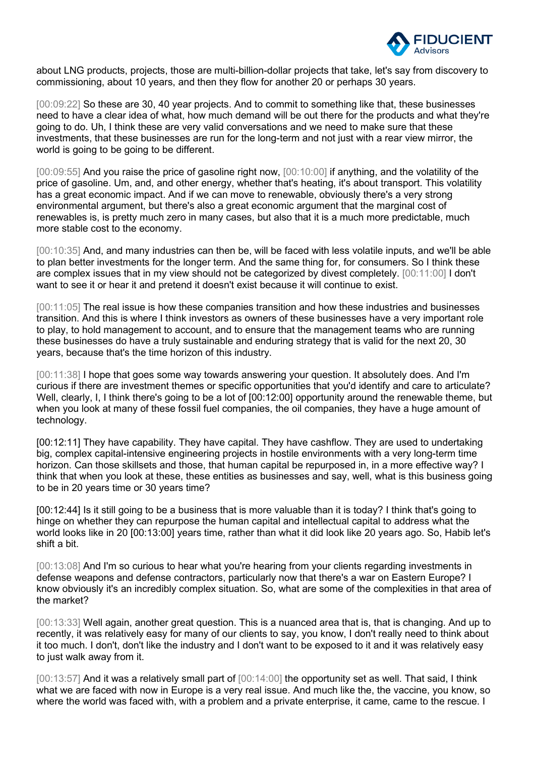about LNG products, projects, those are multi-billion-dollar projects that take, let's say from discovery to commissioning, about 10 years, and then they flow for another 20 or perhaps 30 years.

[00:09:22] So these are 30, 40 year projects. And to commit to something like that, these businesses need to have a clear idea of what, how much demand will be out there for the products and what they're going to do. Uh, I think these are very valid conversations and we need to make sure that these investments, that these businesses are run for the long-term and not just with a rear view mirror, the world is going to be going to be different.

[00:09:55] And you raise the price of gasoline right now, [00:10:00] if anything, and the volatility of the price of gasoline. Um, and, and other energy, whether that's heating, it's about transport. This volatility has a great economic impact. And if we can move to renewable, obviously there's a very strong environmental argument, but there's also a great economic argument that the marginal cost of renewables is, is pretty much zero in many cases, but also that it is a much more predictable, much more stable cost to the economy.

[00:10:35] And, and many industries can then be, will be faced with less volatile inputs, and we'll be able to plan better investments for the longer term. And the same thing for, for consumers. So I think these are complex issues that in my view should not be categorized by divest completely. [00:11:00] I don't want to see it or hear it and pretend it doesn't exist because it will continue to exist.

[00:11:05] The real issue is how these companies transition and how these industries and businesses transition. And this is where I think investors as owners of these businesses have a very important role to play, to hold management to account, and to ensure that the management teams who are running these businesses do have a truly sustainable and enduring strategy that is valid for the next 20, 30 years, because that's the time horizon of this industry.

[00:11:38] I hope that goes some way towards answering your question. It absolutely does. And I'm curious if there are investment themes or specific opportunities that you'd identify and care to articulate? Well, clearly, I, I think there's going to be a lot of [00:12:00] opportunity around the renewable theme, but when you look at many of these fossil fuel companies, the oil companies, they have a huge amount of technology.

[00:12:11] They have capability. They have capital. They have cashflow. They are used to undertaking big, complex capital-intensive engineering projects in hostile environments with a very long-term time horizon. Can those skillsets and those, that human capital be repurposed in, in a more effective way? I think that when you look at these, these entities as businesses and say, well, what is this business going to be in 20 years time or 30 years time?

[00:12:44] Is it still going to be a business that is more valuable than it is today? I think that's going to hinge on whether they can repurpose the human capital and intellectual capital to address what the world looks like in 20 [00:13:00] years time, rather than what it did look like 20 years ago. So, Habib let's shift a bit.

[00:13:08] And I'm so curious to hear what you're hearing from your clients regarding investments in defense weapons and defense contractors, particularly now that there's a war on Eastern Europe? I know obviously it's an incredibly complex situation. So, what are some of the complexities in that area of the market?

[00:13:33] Well again, another great question. This is a nuanced area that is, that is changing. And up to recently, it was relatively easy for many of our clients to say, you know, I don't really need to think about it too much. I don't, don't like the industry and I don't want to be exposed to it and it was relatively easy to just walk away from it.

[00:13:57] And it was a relatively small part of [00:14:00] the opportunity set as well. That said, I think what we are faced with now in Europe is a very real issue. And much like the, the vaccine, you know, so where the world was faced with, with a problem and a private enterprise, it came, came to the rescue. I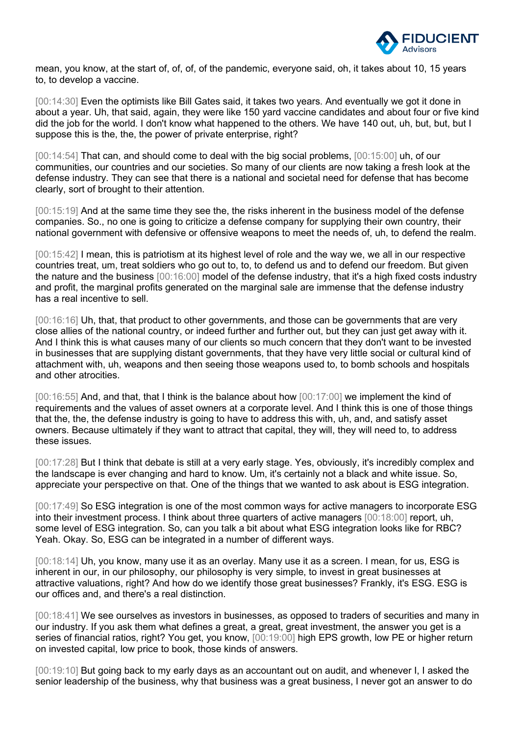mean, you know, at the start of, of, of, of the pandemic, everyone said, oh, it takes about 10, 15 years to, to develop a vaccine.

[00:14:30] Even the optimists like Bill Gates said, it takes two years. And eventually we got it done in about a year. Uh, that said, again, they were like 150 yard vaccine candidates and about four or five kind did the job for the world. I don't know what happened to the others. We have 140 out, uh, but, but, but I suppose this is the, the, the power of private enterprise, right?

[00:14:54] That can, and should come to deal with the big social problems, [00:15:00] uh, of our communities, our countries and our societies. So many of our clients are now taking a fresh look at the defense industry. They can see that there is a national and societal need for defense that has become clearly, sort of brought to their attention.

[00:15:19] And at the same time they see the, the risks inherent in the business model of the defense companies. So., no one is going to criticize a defense company for supplying their own country, their national government with defensive or offensive weapons to meet the needs of, uh, to defend the realm.

[00:15:42] I mean, this is patriotism at its highest level of role and the way we, we all in our respective countries treat, um, treat soldiers who go out to, to, to defend us and to defend our freedom. But given the nature and the business [00:16:00] model of the defense industry, that it's a high fixed costs industry and profit, the marginal profits generated on the marginal sale are immense that the defense industry has a real incentive to sell.

[00:16:16] Uh, that, that product to other governments, and those can be governments that are very close allies of the national country, or indeed further and further out, but they can just get away with it. And I think this is what causes many of our clients so much concern that they don't want to be invested in businesses that are supplying distant governments, that they have very little social or cultural kind of attachment with, uh, weapons and then seeing those weapons used to, to bomb schools and hospitals and other atrocities.

[00:16:55] And, and that, that I think is the balance about how [00:17:00] we implement the kind of requirements and the values of asset owners at a corporate level. And I think this is one of those things that the, the, the defense industry is going to have to address this with, uh, and, and satisfy asset owners. Because ultimately if they want to attract that capital, they will, they will need to, to address these issues.

[00:17:28] But I think that debate is still at a very early stage. Yes, obviously, it's incredibly complex and the landscape is ever changing and hard to know. Um, it's certainly not a black and white issue. So, appreciate your perspective on that. One of the things that we wanted to ask about is ESG integration.

[00:17:49] So ESG integration is one of the most common ways for active managers to incorporate ESG into their investment process. I think about three quarters of active managers [00:18:00] report, uh, some level of ESG integration. So, can you talk a bit about what ESG integration looks like for RBC? Yeah. Okay. So, ESG can be integrated in a number of different ways.

[00:18:14] Uh, you know, many use it as an overlay. Many use it as a screen. I mean, for us, ESG is inherent in our, in our philosophy, our philosophy is very simple, to invest in great businesses at attractive valuations, right? And how do we identify those great businesses? Frankly, it's ESG. ESG is our offices and, and there's a real distinction.

[00:18:41] We see ourselves as investors in businesses, as opposed to traders of securities and many in our industry. If you ask them what defines a great, a great, great investment, the answer you get is a series of financial ratios, right? You get, you know, [00:19:00] high EPS growth, low PE or higher return on invested capital, low price to book, those kinds of answers.

[00:19:10] But going back to my early days as an accountant out on audit, and whenever I, I asked the senior leadership of the business, why that business was a great business, I never got an answer to do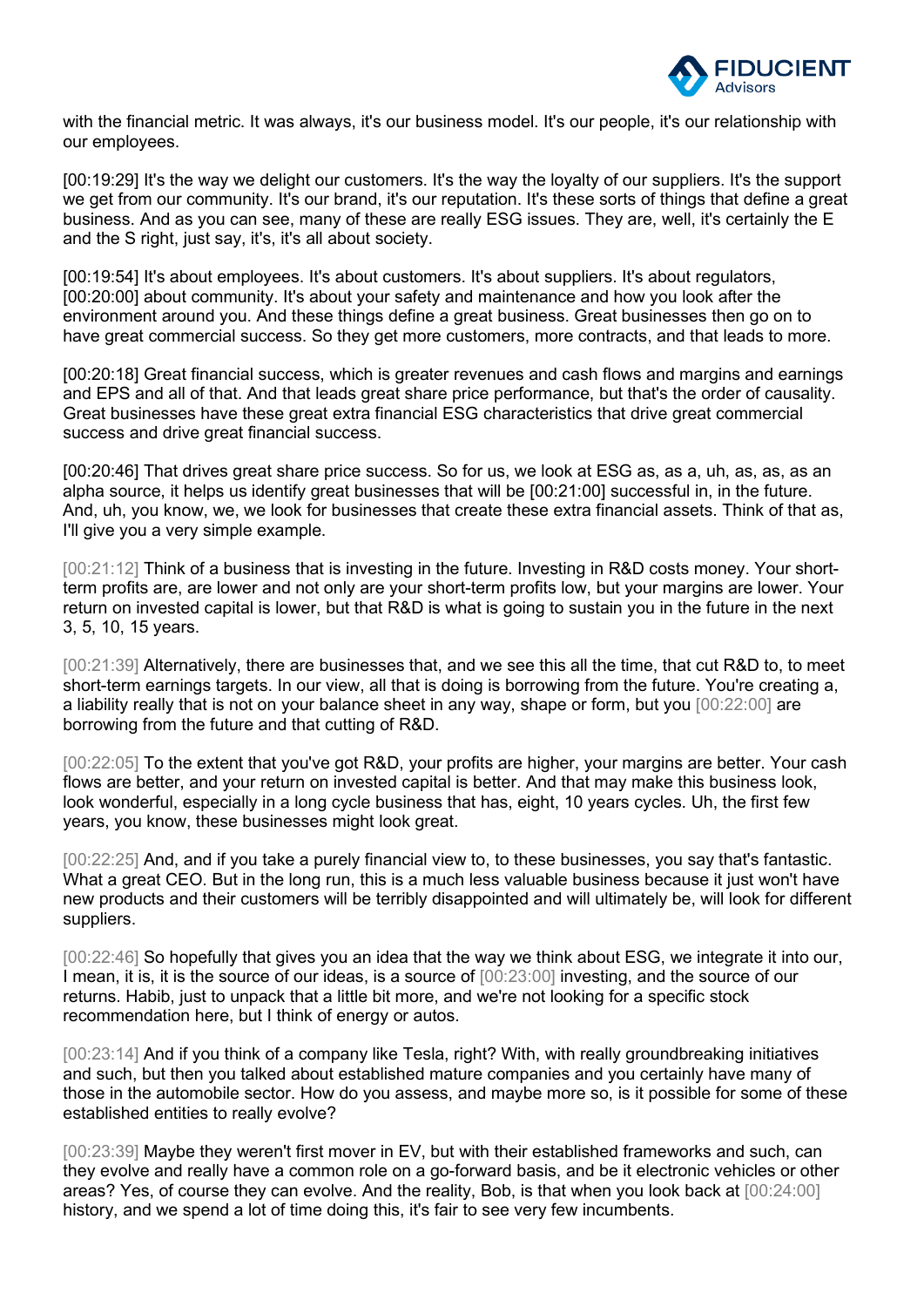with the financial metric. It was always, it's our business model. It's our people, it's our relationship with our employees.

[00:19:29] It's the way we delight our customers. It's the way the loyalty of our suppliers. It's the support we get from our community. It's our brand, it's our reputation. It's these sorts of things that define a great business. And as you can see, many of these are really ESG issues. They are, well, it's certainly the E and the S right, just say, it's, it's all about society.

[00:19:54] It's about employees. It's about customers. It's about suppliers. It's about regulators, [00:20:00] about community. It's about your safety and maintenance and how you look after the environment around you. And these things define a great business. Great businesses then go on to have great commercial success. So they get more customers, more contracts, and that leads to more.

[00:20:18] Great financial success, which is greater revenues and cash flows and margins and earnings and EPS and all of that. And that leads great share price performance, but that's the order of causality. Great businesses have these great extra financial ESG characteristics that drive great commercial success and drive great financial success.

[00:20:46] That drives great share price success. So for us, we look at ESG as, as a, uh, as, as, as an alpha source, it helps us identify great businesses that will be [00:21:00] successful in, in the future. And, uh, you know, we, we look for businesses that create these extra financial assets. Think of that as, I'll give you a very simple example.

[00:21:12] Think of a business that is investing in the future. Investing in R&D costs money. Your short-term profits are, are lower and not only are your short-term profits low, but your margins are lower. Your return on invested capital is lower, but that R&D is what is going to sustain you in the future in the next 3, 5, 10, 15 years.

[00:21:39] Alternatively, there are businesses that, and we see this all the time, that cut R&D to, to meet short-term earnings targets. In our view, all that is doing is borrowing from the future. You're creating a, a liability really that is not on your balance sheet in any way, shape or form, but you [00:22:00] are borrowing from the future and that cutting of R&D.

[00:22:05] To the extent that you've got R&D, your profits are higher, your margins are better. Your cash flows are better, and your return on invested capital is better. And that may make this business look, look wonderful, especially in a long cycle business that has, eight, 10 years cycles. Uh, the first few years, you know, these businesses might look great.

[00:22:25] And, and if you take a purely financial view to, to these businesses, you say that's fantastic. What a great CEO. But in the long run, this is a much less valuable business because it just won't have new products and their customers will be terribly disappointed and will ultimately be, will look for different suppliers.

[00:22:46] So hopefully that gives you an idea that the way we think about ESG, we integrate it into our, I mean, it is, it is the source of our ideas, is a source of [00:23:00] investing, and the source of our returns. Habib, just to unpack that a little bit more, and we're not looking for a specific stock recommendation here, but I think of energy or autos.

[00:23:14] And if you think of a company like Tesla, right? With, with really groundbreaking initiatives and such, but then you talked about established mature companies and you certainly have many of those in the automobile sector. How do you assess, and maybe more so, is it possible for some of these established entities to really evolve?

[00:23:39] Maybe they weren't first mover in EV, but with their established frameworks and such, can they evolve and really have a common role on a go-forward basis, and be it electronic vehicles or other areas? Yes, of course they can evolve. And the reality, Bob, is that when you look back at [00:24:00] history, and we spend a lot of time doing this, it's fair to see very few incumbents.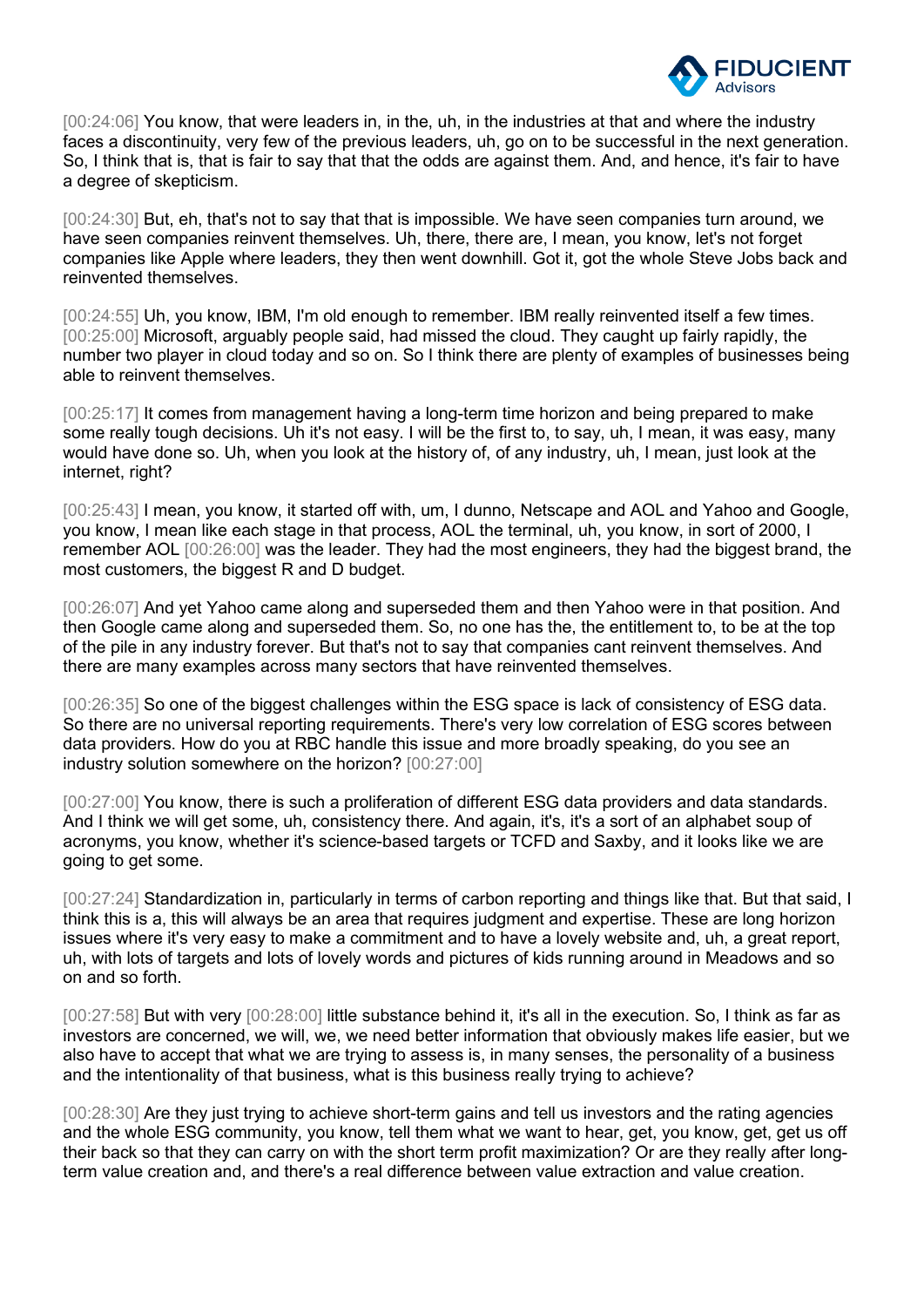[00:24:06] You know, that were leaders in, in the, uh, in the industries at that and where the industry faces a discontinuity, very few of the previous leaders, uh, go on to be successful in the next generation. So, I think that is, that is fair to say that that the odds are against them. And, and hence, it's fair to have a degree of skepticism.

[00:24:30] But, eh, that's not to say that that is impossible. We have seen companies turn around, we have seen companies reinvent themselves. Uh, there, there are, I mean, you know, let's not forget companies like Apple where leaders, they then went downhill. Got it, got the whole Steve Jobs back and reinvented themselves.

[00:24:55] Uh, you know, IBM, I'm old enough to remember. IBM really reinvented itself a few times. [00:25:00] Microsoft, arguably people said, had missed the cloud. They caught up fairly rapidly, the number two player in cloud today and so on. So I think there are plenty of examples of businesses being able to reinvent themselves.

[00:25:17] It comes from management having a long-term time horizon and being prepared to make some really tough decisions. Uh it's not easy. I will be the first to, to say, uh, I mean, it was easy, many would have done so. Uh, when you look at the history of, of any industry, uh, I mean, just look at the internet, right?

[00:25:43] I mean, you know, it started off with, um, I dunno, Netscape and AOL and Yahoo and Google, you know, I mean like each stage in that process, AOL the terminal, uh, you know, in sort of 2000, I remember AOL [00:26:00] was the leader. They had the most engineers, they had the biggest brand, the most customers, the biggest R and D budget.

[00:26:07] And yet Yahoo came along and superseded them and then Yahoo were in that position. And then Google came along and superseded them. So, no one has the, the entitlement to, to be at the top of the pile in any industry forever. But that's not to say that companies cant reinvent themselves. And there are many examples across many sectors that have reinvented themselves.

[00:26:35] So one of the biggest challenges within the ESG space is lack of consistency of ESG data. So there are no universal reporting requirements. There's very low correlation of ESG scores between data providers. How do you at RBC handle this issue and more broadly speaking, do you see an industry solution somewhere on the horizon? [00:27:00]

[00:27:00] You know, there is such a proliferation of different ESG data providers and data standards. And I think we will get some, uh, consistency there. And again, it's, it's a sort of an alphabet soup of acronyms, you know, whether it's science-based targets or TCFD and Saxby, and it looks like we are going to get some.

[00:27:24] Standardization in, particularly in terms of carbon reporting and things like that. But that said, I think this is a, this will always be an area that requires judgment and expertise. These are long horizon issues where it's very easy to make a commitment and to have a lovely website and, uh, a great report, uh, with lots of targets and lots of lovely words and pictures of kids running around in Meadows and so on and so forth.

[00:27:58] But with very [00:28:00] little substance behind it, it's all in the execution. So, I think as far as investors are concerned, we will, we, we need better information that obviously makes life easier, but we also have to accept that what we are trying to assess is, in many senses, the personality of a business and the intentionality of that business, what is this business really trying to achieve?

[00:28:30] Are they just trying to achieve short-term gains and tell us investors and the rating agencies and the whole ESG community, you know, tell them what we want to hear, get, you know, get, get us off their back so that they can carry on with the short term profit maximization? Or are they really after long-term value creation and, and there's a real difference between value extraction and value creation.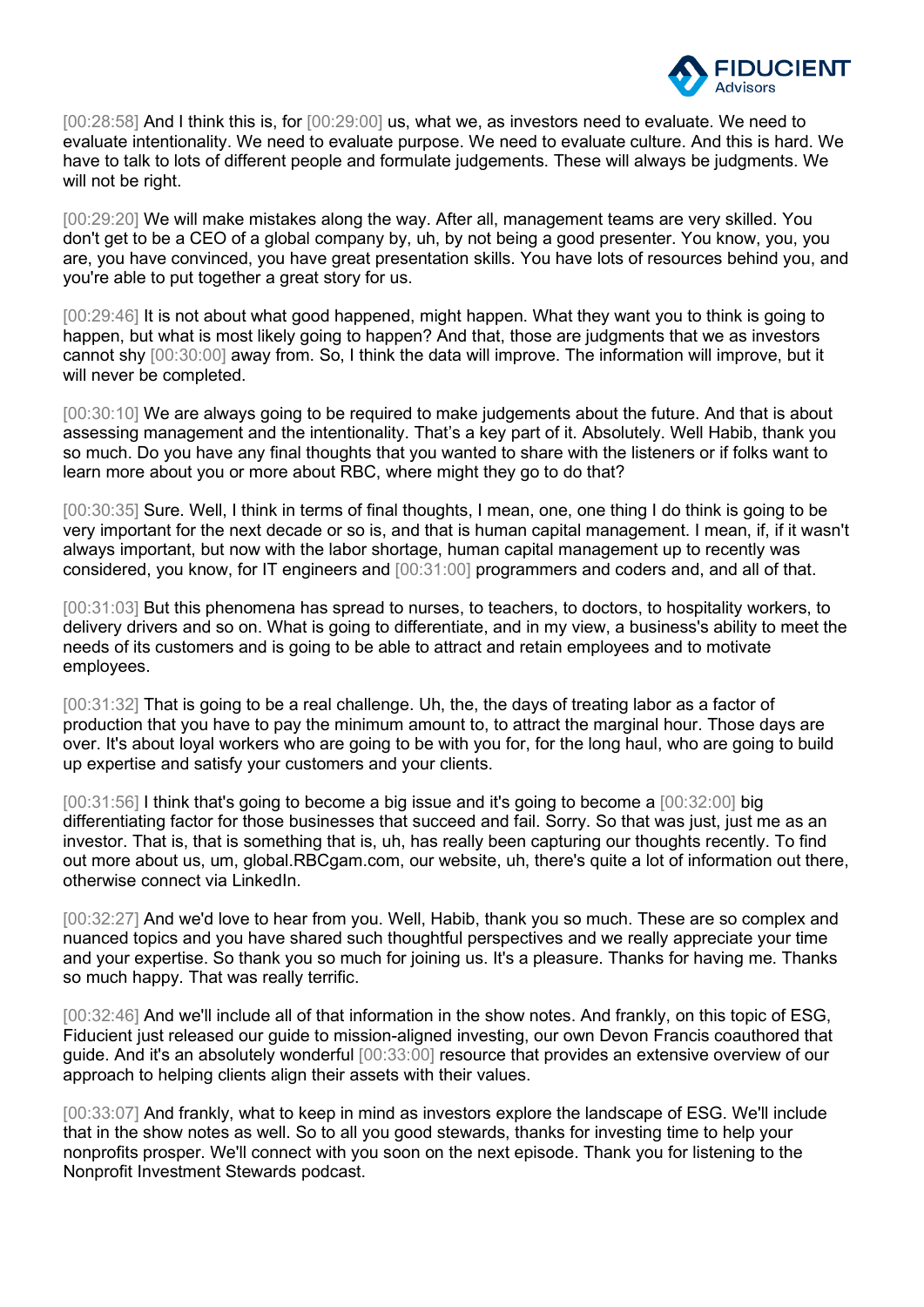[00:28:58] And I think this is, for [00:29:00] us, what we, as investors need to evaluate. We need to evaluate intentionality. We need to evaluate purpose. We need to evaluate culture. And this is hard. We have to talk to lots of different people and formulate judgements. These will always be judgments. We will not be right.

[00:29:20] We will make mistakes along the way. After all, management teams are very skilled. You don't get to be a CEO of a global company by, uh, by not being a good presenter. You know, you, you are, you have convinced, you have great presentation skills. You have lots of resources behind you, and you're able to put together a great story for us.

[00:29:46] It is not about what good happened, might happen. What they want you to think is going to happen, but what is most likely going to happen? And that, those are judgments that we as investors cannot shy [00:30:00] away from. So, I think the data will improve. The information will improve, but it will never be completed.

[00:30:10] We are always going to be required to make judgements about the future. And that is about assessing management and the intentionality. That's a key part of it. Absolutely. Well Habib, thank you so much. Do you have any final thoughts that you wanted to share with the listeners or if folks want to learn more about you or more about RBC, where might they go to do that?

[00:30:35] Sure. Well, I think in terms of final thoughts, I mean, one, one thing I do think is going to be very important for the next decade or so is, and that is human capital management. I mean, if, if it wasn't always important, but now with the labor shortage, human capital management up to recently was considered, you know, for IT engineers and [00:31:00] programmers and coders and, and all of that.

[00:31:03] But this phenomena has spread to nurses, to teachers, to doctors, to hospitality workers, to delivery drivers and so on. What is going to differentiate, and in my view, a business's ability to meet the needs of its customers and is going to be able to attract and retain employees and to motivate employees.

[00:31:32] That is going to be a real challenge. Uh, the, the days of treating labor as a factor of production that you have to pay the minimum amount to, to attract the marginal hour. Those days are over. It's about loyal workers who are going to be with you for, for the long haul, who are going to build up expertise and satisfy your customers and your clients.

[00:31:56] I think that's going to become a big issue and it's going to become a [00:32:00] big differentiating factor for those businesses that succeed and fail. Sorry. So that was just, just me as an investor. That is, that is something that is, uh, has really been capturing our thoughts recently. To find out more about us, um, global.RBCgam.com, our website, uh, there's quite a lot of information out there, otherwise connect via LinkedIn.

[00:32:27] And we'd love to hear from you. Well, Habib, thank you so much. These are so complex and nuanced topics and you have shared such thoughtful perspectives and we really appreciate your time and your expertise. So thank you so much for joining us. It's a pleasure. Thanks for having me. Thanks so much happy. That was really terrific.

[00:32:46] And we'll include all of that information in the show notes. And frankly, on this topic of ESG, Fiducient just released our guide to mission-aligned investing, our own Devon Francis coauthored that guide. And it's an absolutely wonderful [00:33:00] resource that provides an extensive overview of our approach to helping clients align their assets with their values.

[00:33:07] And frankly, what to keep in mind as investors explore the landscape of ESG. We'll include that in the show notes as well. So to all you good stewards, thanks for investing time to help your nonprofits prosper. We'll connect with you soon on the next episode. Thank you for listening to the Nonprofit Investment Stewards podcast.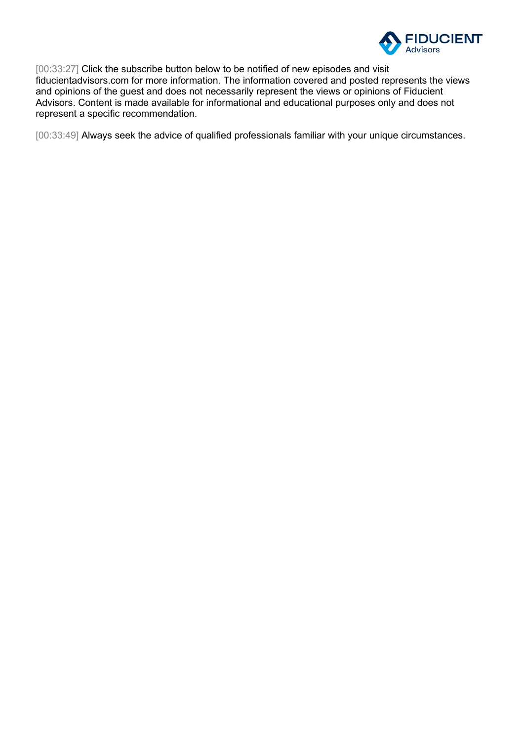[00:33:27] Click the subscribe button below to be notified of new episodes and visit fiducientadvisors.com for more information. The information covered and posted represents the views and opinions of the guest and does not necessarily represent the views or opinions of Fiducient Advisors. Content is made available for informational and educational purposes only and does not represent a specific recommendation.

[00:33:49] Always seek the advice of qualified professionals familiar with your unique circumstances.